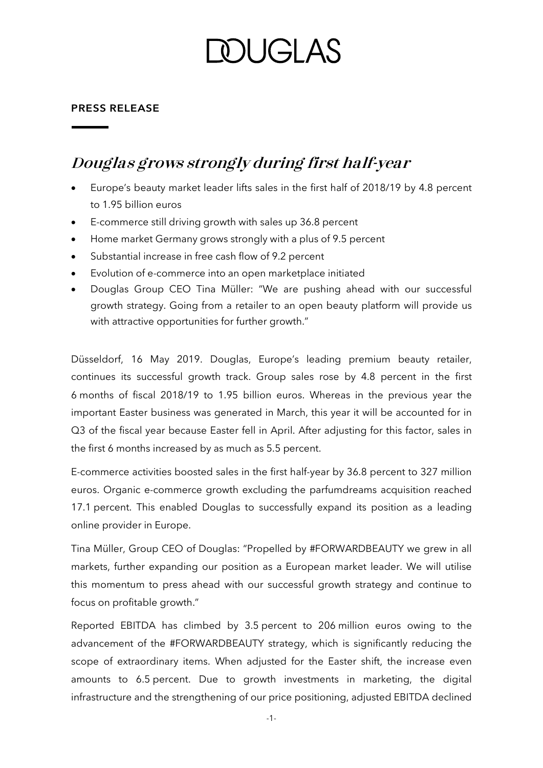# DOUGLAS

**PRESS RELEASE**

## *Douglas grows strongly during first half-year*

- Europe's beauty market leader lifts sales in the first half of 2018/19 by 4.8 percent to 1.95 billion euros
- E-commerce still driving growth with sales up 36.8 percent
- Home market Germany grows strongly with a plus of 9.5 percent
- Substantial increase in free cash flow of 9.2 percent
- Evolution of e-commerce into an open marketplace initiated
- Douglas Group CEO Tina Müller: "We are pushing ahead with our successful growth strategy. Going from a retailer to an open beauty platform will provide us with attractive opportunities for further growth."

Düsseldorf, 16 May 2019. Douglas, Europe's leading premium beauty retailer, continues its successful growth track. Group sales rose by 4.8 percent in the first 6 months of fiscal 2018/19 to 1.95 billion euros. Whereas in the previous year the important Easter business was generated in March, this year it will be accounted for in Q3 of the fiscal year because Easter fell in April. After adjusting for this factor, sales in the first 6 months increased by as much as 5.5 percent.

E-commerce activities boosted sales in the first half-year by 36.8 percent to 327 million euros. Organic e-commerce growth excluding the parfumdreams acquisition reached 17.1 percent. This enabled Douglas to successfully expand its position as a leading online provider in Europe.

Tina Müller, Group CEO of Douglas: "Propelled by #FORWARDBEAUTY we grew in all markets, further expanding our position as a European market leader. We will utilise this momentum to press ahead with our successful growth strategy and continue to focus on profitable growth."

Reported EBITDA has climbed by 3.5 percent to 206 million euros owing to the advancement of the #FORWARDBEAUTY strategy, which is significantly reducing the scope of extraordinary items. When adjusted for the Easter shift, the increase even amounts to 6.5 percent. Due to growth investments in marketing, the digital infrastructure and the strengthening of our price positioning, adjusted EBITDA declined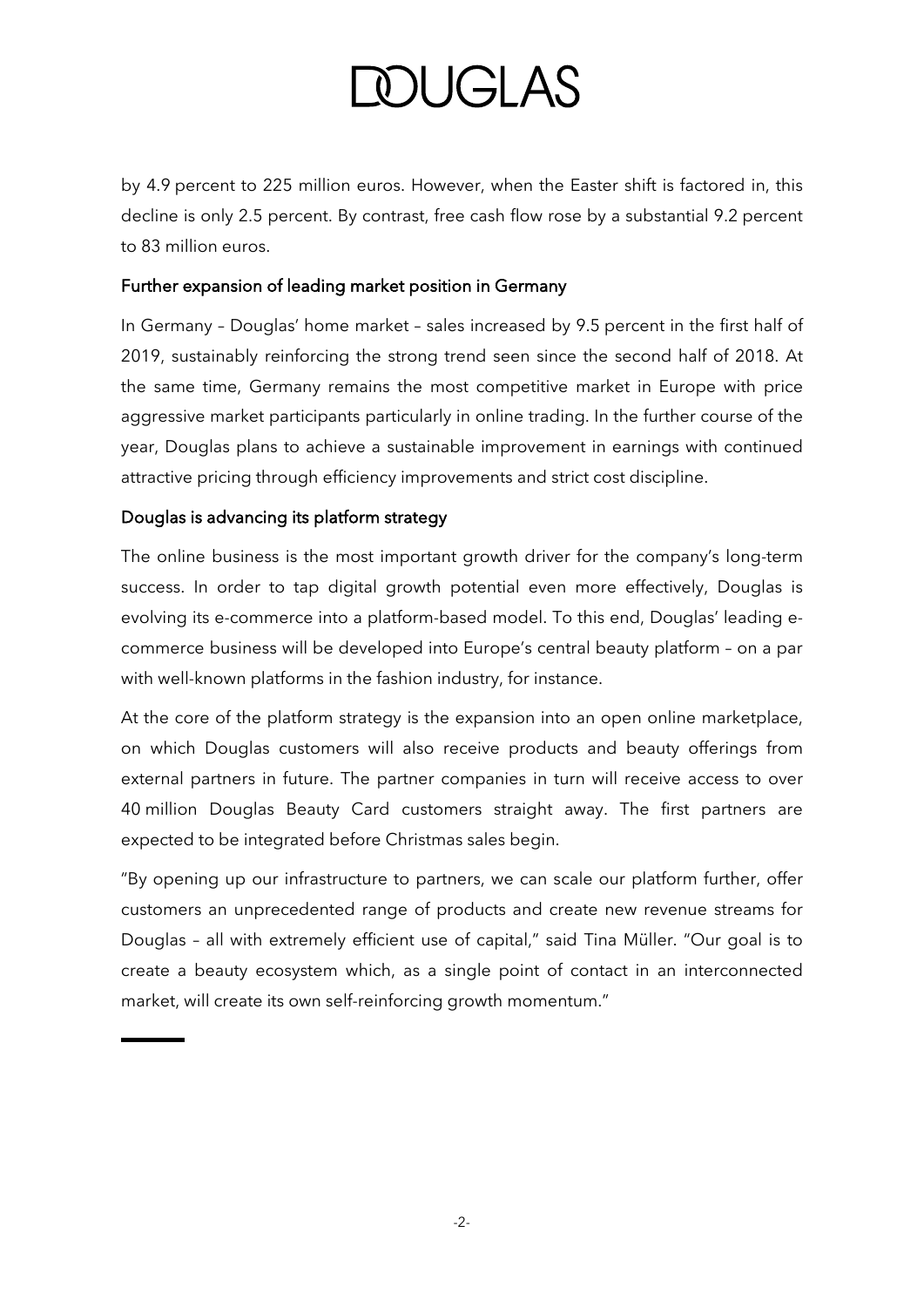by 4.9 percent to 225 million euros. However, when the Easter shift is factored in, this decline is only 2.5 percent. By contrast, free cash flow rose by a substantial 9.2 percent to 83 million euros.

## Further expansion of leading market position in Germany

In Germany – Douglas' home market – sales increased by 9.5 percent in the first half of 2019, sustainably reinforcing the strong trend seen since the second half of 2018. At the same time, Germany remains the most competitive market in Europe with price aggressive market participants particularly in online trading. In the further course of the year, Douglas plans to achieve a sustainable improvement in earnings with continued attractive pricing through efficiency improvements and strict cost discipline.

## Douglas is advancing its platform strategy

The online business is the most important growth driver for the company's long-term success. In order to tap digital growth potential even more effectively, Douglas is evolving its e-commerce into a platform-based model. To this end, Douglas' leading e-commerce business will be developed into Europe's central beauty platform – on a par with well-known platforms in the fashion industry, for instance.

At the core of the platform strategy is the expansion into an open online marketplace, on which Douglas customers will also receive products and beauty offerings from external partners in future. The partner companies in turn will receive access to over 40 million Douglas Beauty Card customers straight away. The first partners are expected to be integrated before Christmas sales begin.

"By opening up our infrastructure to partners, we can scale our platform further, offer customers an unprecedented range of products and create new revenue streams for Douglas – all with extremely efficient use of capital," said Tina Müller. "Our goal is to create a beauty ecosystem which, as a single point of contact in an interconnected market, will create its own self-reinforcing growth momentum."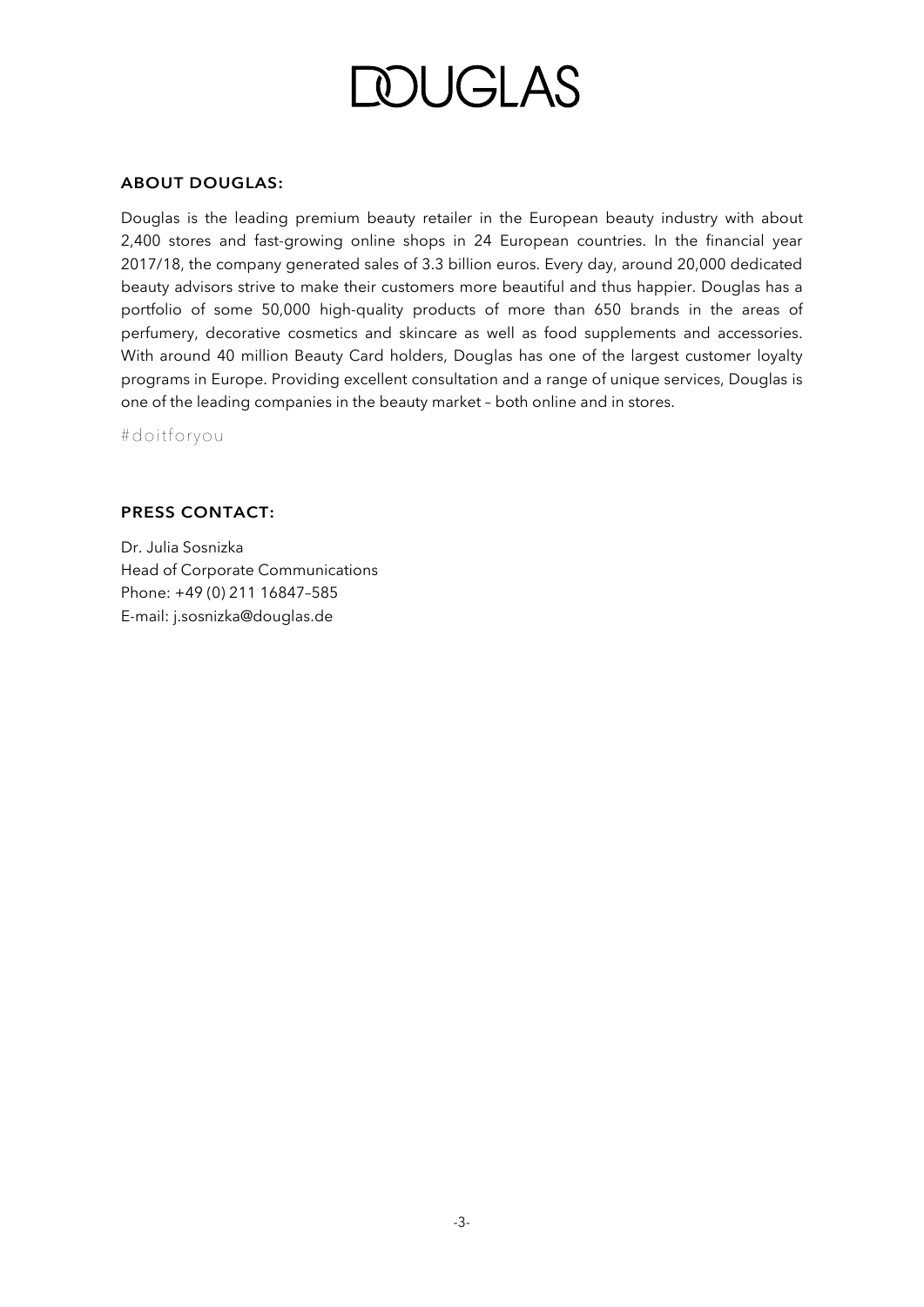# DOUGLAS

## ABOUT DOUGLAS:

Douglas is the leading premium beauty retailer in the European beauty industry with about 2,400 stores and fast-growing online shops in 24 European countries. In the financial year 2017/18, the company generated sales of 3.3 billion euros. Every day, around 20,000 dedicated beauty advisors strive to make their customers more beautiful and thus happier. Douglas has a portfolio of some 50,000 high-quality products of more than 650 brands in the areas of perfumery, decorative cosmetics and skincare as well as food supplements and accessories. With around 40 million Beauty Card holders, Douglas has one of the largest customer loyalty programs in Europe. Providing excellent consultation and a range of unique services, Douglas is one of the leading companies in the beauty market – both online and in stores.

#doitforyou

## PRESS CONTACT:

Dr. Julia Sosnizka
Head of Corporate Communications
Phone: +49 (0) 211 16847–585
E-mail: j.sosnizka@douglas.de